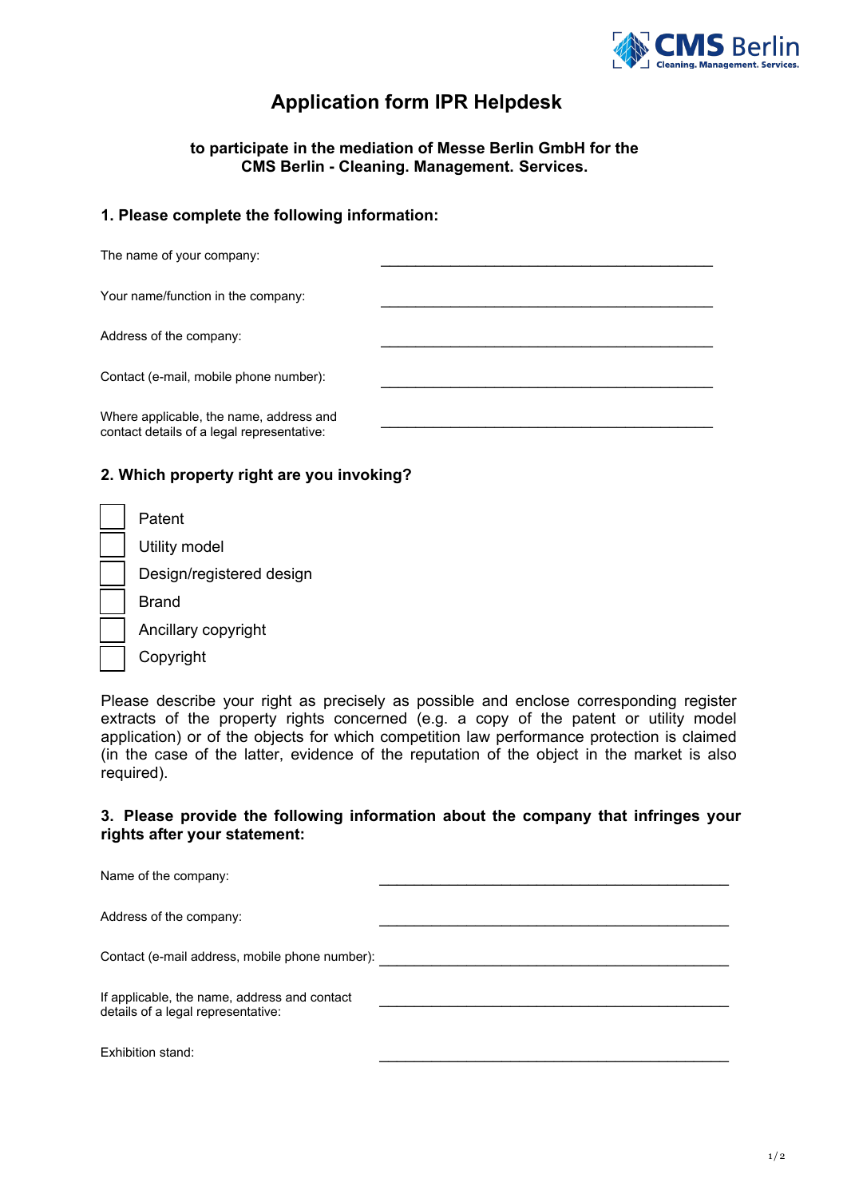# Application form IPR Helpdesk

**to participate in the mediation of Messe Berlin GmbH for the CMS Berlin - Cleaning. Management. Services.**

## 1. Please complete the following information:

The name of your company: \_\_\_\_\_\_\_\_\_\_\_\_\_\_\_\_\_\_\_\_\_\_\_\_\_\_\_\_\_\_\_\_\_\_\_\_\_\_\_\_

Your name/function in the company: \_\_\_\_\_\_\_\_\_\_\_\_\_\_\_\_\_\_\_\_\_\_\_\_\_\_\_\_\_\_\_\_\_\_\_\_\_\_\_\_

Address of the company: \_\_\_\_\_\_\_\_\_\_\_\_\_\_\_\_\_\_\_\_\_\_\_\_\_\_\_\_\_\_\_\_\_\_\_\_\_\_\_\_

Contact (e-mail, mobile phone number): \_\_\_\_\_\_\_\_\_\_\_\_\_\_\_\_\_\_\_\_\_\_\_\_\_\_\_\_\_\_\_\_\_\_\_\_\_\_\_\_

Where applicable, the name, address and contact details of a legal representative: \_\_\_\_\_\_\_\_\_\_\_\_\_\_\_\_\_\_\_\_\_\_\_\_\_\_\_\_\_\_\_\_\_\_\_\_\_\_\_\_

## 2. Which property right are you invoking?

- ☐ Patent
- ☐ Utility model
- ☐ Design/registered design
- ☐ Brand
- ☐ Ancillary copyright
- ☐ Copyright

Please describe your right as precisely as possible and enclose corresponding register extracts of the property rights concerned (e.g. a copy of the patent or utility model application) or of the objects for which competition law performance protection is claimed (in the case of the latter, evidence of the reputation of the object in the market is also required).

## 3. Please provide the following information about the company that infringes your rights after your statement:

Name of the company: \_\_\_\_\_\_\_\_\_\_\_\_\_\_\_\_\_\_\_\_\_\_\_\_\_\_\_\_\_\_\_\_\_\_\_\_\_\_\_\_

Address of the company: \_\_\_\_\_\_\_\_\_\_\_\_\_\_\_\_\_\_\_\_\_\_\_\_\_\_\_\_\_\_\_\_\_\_\_\_\_\_\_\_

Contact (e-mail address, mobile phone number): \_\_\_\_\_\_\_\_\_\_\_\_\_\_\_\_\_\_\_\_\_\_\_\_\_\_\_\_\_\_\_\_\_\_\_\_\_\_\_\_

If applicable, the name, address and contact details of a legal representative: \_\_\_\_\_\_\_\_\_\_\_\_\_\_\_\_\_\_\_\_\_\_\_\_\_\_\_\_\_\_\_\_\_\_\_\_\_\_\_\_

Exhibition stand: \_\_\_\_\_\_\_\_\_\_\_\_\_\_\_\_\_\_\_\_\_\_\_\_\_\_\_\_\_\_\_\_\_\_\_\_\_\_\_\_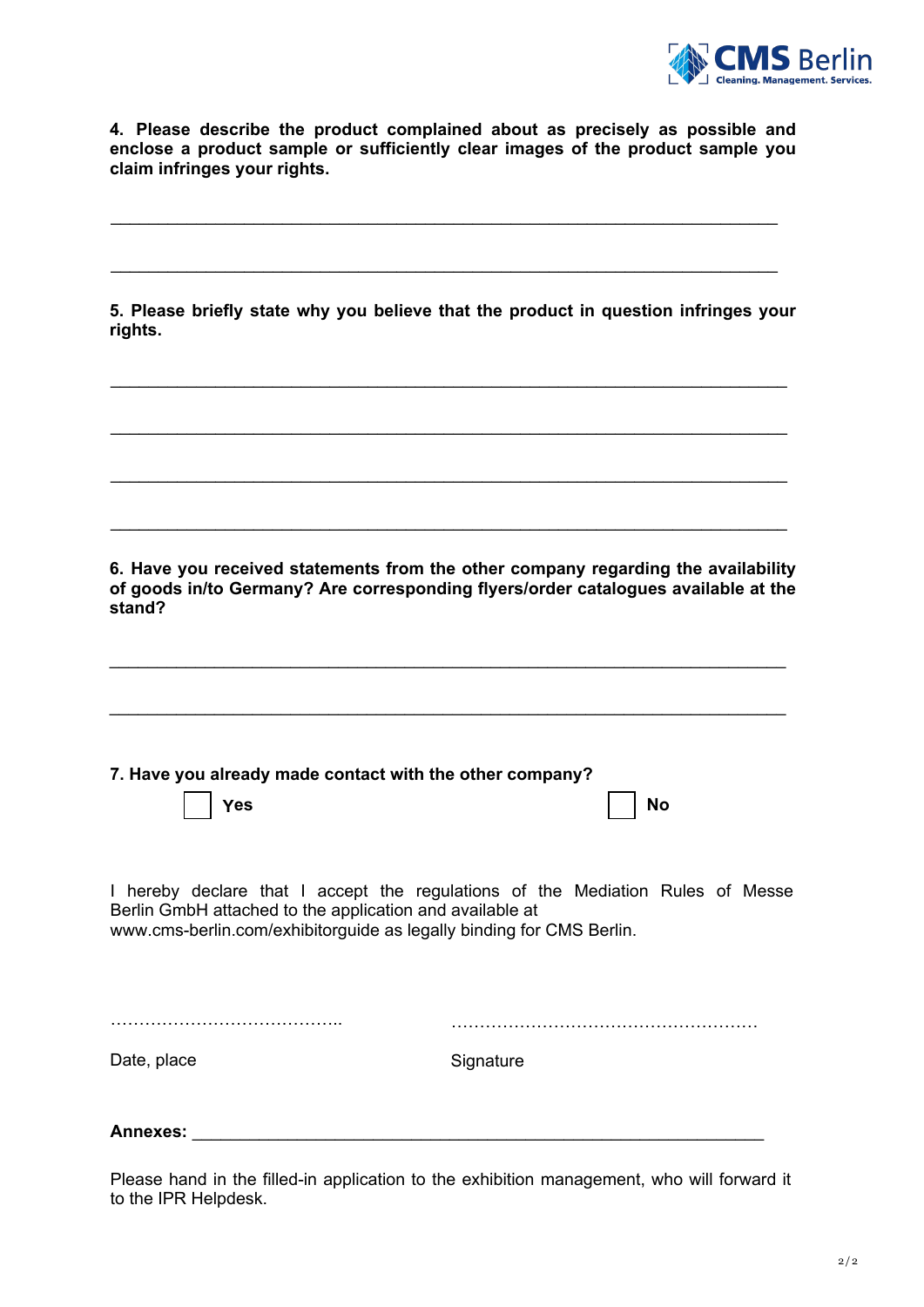**4. Please describe the product complained about as precisely as possible and enclose a product sample or sufficiently clear images of the product sample you claim infringes your rights.**

\_\_\_\_\_\_\_\_\_\_\_\_\_\_\_\_\_\_\_\_\_\_\_\_\_\_\_\_\_\_\_\_\_\_\_\_\_\_\_\_\_\_\_\_\_\_\_\_\_\_\_\_\_\_\_\_\_\_\_\_\_\_\_\_\_\_\_\_\_\_

\_\_\_\_\_\_\_\_\_\_\_\_\_\_\_\_\_\_\_\_\_\_\_\_\_\_\_\_\_\_\_\_\_\_\_\_\_\_\_\_\_\_\_\_\_\_\_\_\_\_\_\_\_\_\_\_\_\_\_\_\_\_\_\_\_\_\_\_\_\_

**5. Please briefly state why you believe that the product in question infringes your rights.**

\_\_\_\_\_\_\_\_\_\_\_\_\_\_\_\_\_\_\_\_\_\_\_\_\_\_\_\_\_\_\_\_\_\_\_\_\_\_\_\_\_\_\_\_\_\_\_\_\_\_\_\_\_\_\_\_\_\_\_\_\_\_\_\_\_\_\_\_\_\_

\_\_\_\_\_\_\_\_\_\_\_\_\_\_\_\_\_\_\_\_\_\_\_\_\_\_\_\_\_\_\_\_\_\_\_\_\_\_\_\_\_\_\_\_\_\_\_\_\_\_\_\_\_\_\_\_\_\_\_\_\_\_\_\_\_\_\_\_\_\_

\_\_\_\_\_\_\_\_\_\_\_\_\_\_\_\_\_\_\_\_\_\_\_\_\_\_\_\_\_\_\_\_\_\_\_\_\_\_\_\_\_\_\_\_\_\_\_\_\_\_\_\_\_\_\_\_\_\_\_\_\_\_\_\_\_\_\_\_\_\_

\_\_\_\_\_\_\_\_\_\_\_\_\_\_\_\_\_\_\_\_\_\_\_\_\_\_\_\_\_\_\_\_\_\_\_\_\_\_\_\_\_\_\_\_\_\_\_\_\_\_\_\_\_\_\_\_\_\_\_\_\_\_\_\_\_\_\_\_\_\_

**6. Have you received statements from the other company regarding the availability of goods in/to Germany? Are corresponding flyers/order catalogues available at the stand?**

\_\_\_\_\_\_\_\_\_\_\_\_\_\_\_\_\_\_\_\_\_\_\_\_\_\_\_\_\_\_\_\_\_\_\_\_\_\_\_\_\_\_\_\_\_\_\_\_\_\_\_\_\_\_\_\_\_\_\_\_\_\_\_\_\_\_\_\_\_\_

\_\_\_\_\_\_\_\_\_\_\_\_\_\_\_\_\_\_\_\_\_\_\_\_\_\_\_\_\_\_\_\_\_\_\_\_\_\_\_\_\_\_\_\_\_\_\_\_\_\_\_\_\_\_\_\_\_\_\_\_\_\_\_\_\_\_\_\_\_\_

**7. Have you already made contact with the other company?**

☐ **Yes** ☐ **No**

I hereby declare that I accept the regulations of the Mediation Rules of Messe Berlin GmbH attached to the application and available at www.cms-berlin.com/exhibitorguide as legally binding for CMS Berlin.

………………………………….. ………………………………………………

Date, place Signature

**Annexes:** \_\_\_\_\_\_\_\_\_\_\_\_\_\_\_\_\_\_\_\_\_\_\_\_\_\_\_\_\_\_\_\_\_\_\_\_\_\_\_\_\_\_\_\_\_\_\_\_\_\_\_\_\_\_\_\_\_\_

Please hand in the filled-in application to the exhibition management, who will forward it to the IPR Helpdesk.